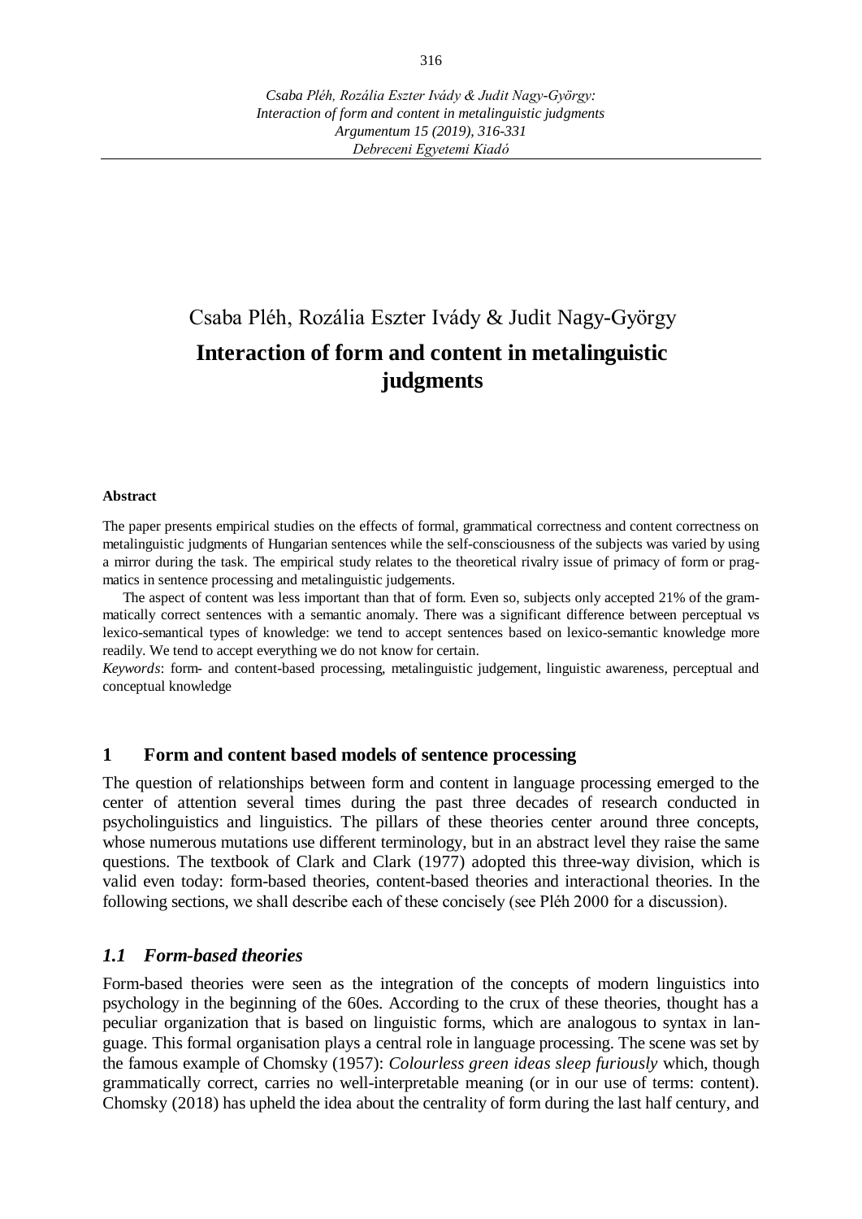Csaba Pléh, Rozália Eszter Ivády & Judit Nagy-György

# Interaction of form and content in metalinguistic judgments

**Abstract**

The paper presents empirical studies on the effects of formal, grammatical correctness and content correctness on metalinguistic judgments of Hungarian sentences while the self-consciousness of the subjects was varied by using a mirror during the task. The empirical study relates to the theoretical rivalry issue of primacy of form or pragmatics in sentence processing and metalinguistic judgements.

The aspect of content was less important than that of form. Even so, subjects only accepted 21% of the grammatically correct sentences with a semantic anomaly. There was a significant difference between perceptual vs lexico-semantical types of knowledge: we tend to accept sentences based on lexico-semantic knowledge more readily. We tend to accept everything we do not know for certain.

*Keywords*: form- and content-based processing, metalinguistic judgement, linguistic awareness, perceptual and conceptual knowledge

## 1 Form and content based models of sentence processing

The question of relationships between form and content in language processing emerged to the center of attention several times during the past three decades of research conducted in psycholinguistics and linguistics. The pillars of these theories center around three concepts, whose numerous mutations use different terminology, but in an abstract level they raise the same questions. The textbook of Clark and Clark (1977) adopted this three-way division, which is valid even today: form-based theories, content-based theories and interactional theories. In the following sections, we shall describe each of these concisely (see Pléh 2000 for a discussion).

### *1.1 Form-based theories*

Form-based theories were seen as the integration of the concepts of modern linguistics into psychology in the beginning of the 60es. According to the crux of these theories, thought has a peculiar organization that is based on linguistic forms, which are analogous to syntax in language. This formal organisation plays a central role in language processing. The scene was set by the famous example of Chomsky (1957): *Colourless green ideas sleep furiously* which, though grammatically correct, carries no well-interpretable meaning (or in our use of terms: content). Chomsky (2018) has upheld the idea about the centrality of form during the last half century, and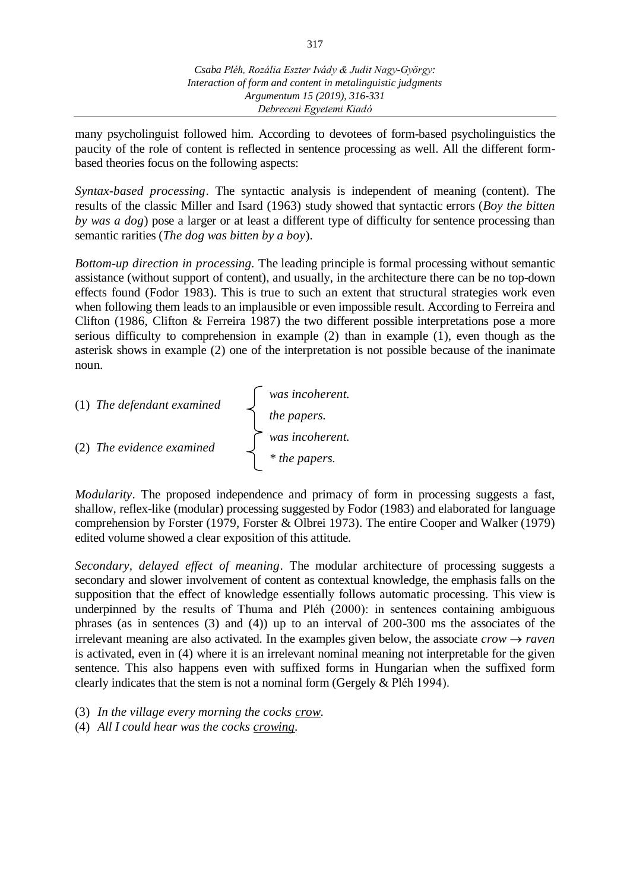many psycholinguist followed him. According to devotees of form-based psycholinguistics the paucity of the role of content is reflected in sentence processing as well. All the different form-based theories focus on the following aspects:

*Syntax-based processing*. The syntactic analysis is independent of meaning (content). The results of the classic Miller and Isard (1963) study showed that syntactic errors (*Boy the bitten by was a dog*) pose a larger or at least a different type of difficulty for sentence processing than semantic rarities (*The dog was bitten by a boy*).

*Bottom-up direction in processing.* The leading principle is formal processing without semantic assistance (without support of content), and usually, in the architecture there can be no top-down effects found (Fodor 1983). This is true to such an extent that structural strategies work even when following them leads to an implausible or even impossible result. According to Ferreira and Clifton (1986, Clifton & Ferreira 1987) the two different possible interpretations pose a more serious difficulty to comprehension in example (2) than in example (1), even though as the asterisk shows in example (2) one of the interpretation is not possible because of the inanimate noun.

(1) *The defendant examined* { *was incoherent.* / *the papers.* }

(2) *The evidence examined* { *was incoherent.* / ** the papers.* }

*Modularity*. The proposed independence and primacy of form in processing suggests a fast, shallow, reflex-like (modular) processing suggested by Fodor (1983) and elaborated for language comprehension by Forster (1979, Forster & Olbrei 1973). The entire Cooper and Walker (1979) edited volume showed a clear exposition of this attitude.

*Secondary, delayed effect of meaning*. The modular architecture of processing suggests a secondary and slower involvement of content as contextual knowledge, the emphasis falls on the supposition that the effect of knowledge essentially follows automatic processing. This view is underpinned by the results of Thuma and Pléh (2000): in sentences containing ambiguous phrases (as in sentences (3) and (4)) up to an interval of 200-300 ms the associates of the irrelevant meaning are also activated. In the examples given below, the associate *crow* $\rightarrow$ *raven* is activated, even in (4) where it is an irrelevant nominal meaning not interpretable for the given sentence. This also happens even with suffixed forms in Hungarian when the suffixed form clearly indicates that the stem is not a nominal form (Gergely & Pléh 1994).

(3) *In the village every morning the cocks crow.*
(4) *All I could hear was the cocks crowing.*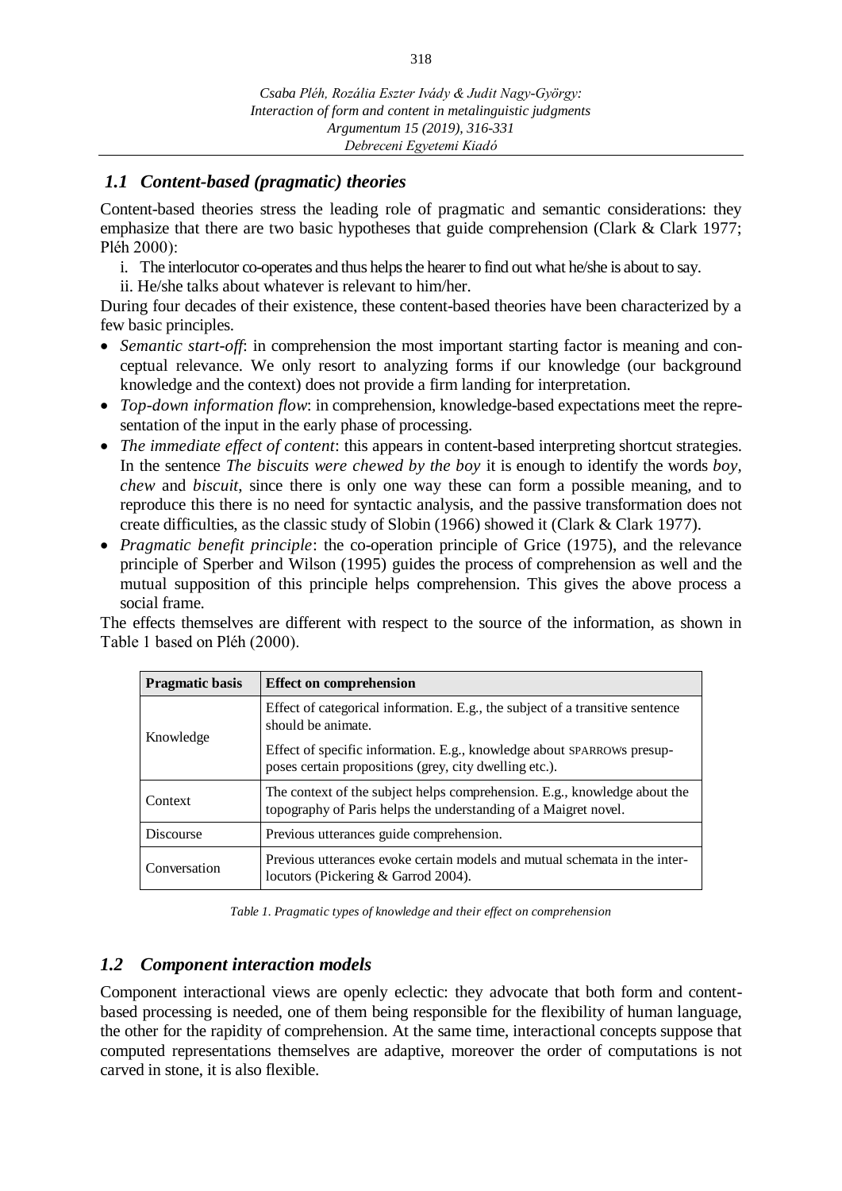### *1.1 Content-based (pragmatic) theories*

Content-based theories stress the leading role of pragmatic and semantic considerations: they emphasize that there are two basic hypotheses that guide comprehension (Clark & Clark 1977; Pléh 2000):

i. The interlocutor co-operates and thus helps the hearer to find out what he/she is about to say.
ii. He/she talks about whatever is relevant to him/her.

During four decades of their existence, these content-based theories have been characterized by a few basic principles.

- *Semantic start-off*: in comprehension the most important starting factor is meaning and conceptual relevance. We only resort to analyzing forms if our knowledge (our background knowledge and the context) does not provide a firm landing for interpretation.
- *Top-down information flow*: in comprehension, knowledge-based expectations meet the representation of the input in the early phase of processing.
- *The immediate effect of content*: this appears in content-based interpreting shortcut strategies. In the sentence *The biscuits were chewed by the boy* it is enough to identify the words *boy, chew* and *biscuit*, since there is only one way these can form a possible meaning, and to reproduce this there is no need for syntactic analysis, and the passive transformation does not create difficulties, as the classic study of Slobin (1966) showed it (Clark & Clark 1977).
- *Pragmatic benefit principle*: the co-operation principle of Grice (1975), and the relevance principle of Sperber and Wilson (1995) guides the process of comprehension as well and the mutual supposition of this principle helps comprehension. This gives the above process a social frame.

The effects themselves are different with respect to the source of the information, as shown in Table 1 based on Pléh (2000).

| Pragmatic basis | Effect on comprehension |
|---|---|
| Knowledge | Effect of categorical information. E.g., the subject of a transitive sentence should be animate. |
| | Effect of specific information. E.g., knowledge about SPARROWS presupposes certain propositions (grey, city dwelling etc.). |
| Context | The context of the subject helps comprehension. E.g., knowledge about the topography of Paris helps the understanding of a Maigret novel. |
| Discourse | Previous utterances guide comprehension. |
| Conversation | Previous utterances evoke certain models and mutual schemata in the interlocutors (Pickering & Garrod 2004). |

*Table 1. Pragmatic types of knowledge and their effect on comprehension*

### *1.2 Component interaction models*

Component interactional views are openly eclectic: they advocate that both form and content-based processing is needed, one of them being responsible for the flexibility of human language, the other for the rapidity of comprehension. At the same time, interactional concepts suppose that computed representations themselves are adaptive, moreover the order of computations is not carved in stone, it is also flexible.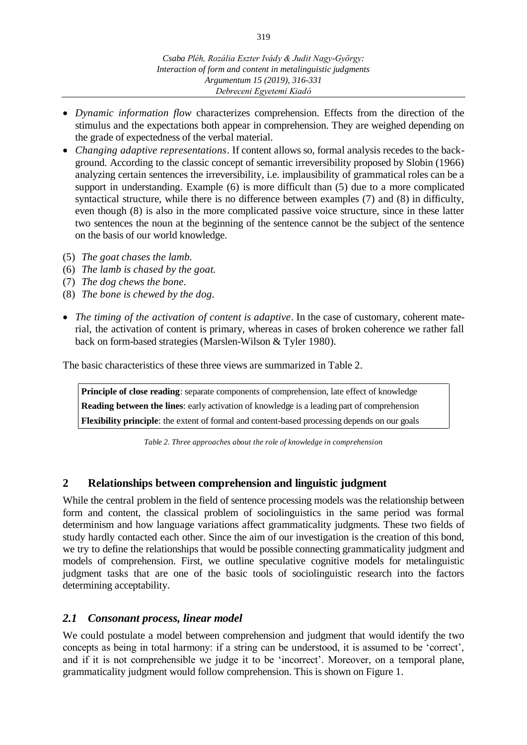- *Dynamic information flow* characterizes comprehension. Effects from the direction of the stimulus and the expectations both appear in comprehension. They are weighed depending on the grade of expectedness of the verbal material.
- *Changing adaptive representations*. If content allows so, formal analysis recedes to the background. According to the classic concept of semantic irreversibility proposed by Slobin (1966) analyzing certain sentences the irreversibility, i.e. implausibility of grammatical roles can be a support in understanding. Example (6) is more difficult than (5) due to a more complicated syntactical structure, while there is no difference between examples (7) and (8) in difficulty, even though (8) is also in the more complicated passive voice structure, since in these latter two sentences the noun at the beginning of the sentence cannot be the subject of the sentence on the basis of our world knowledge.

(5) *The goat chases the lamb.*
(6) *The lamb is chased by the goat.*
(7) *The dog chews the bone.*
(8) *The bone is chewed by the dog.*

- *The timing of the activation of content is adaptive*. In the case of customary, coherent material, the activation of content is primary, whereas in cases of broken coherence we rather fall back on form-based strategies (Marslen-Wilson & Tyler 1980).

The basic characteristics of these three views are summarized in Table 2.

| |
|---|
| **Principle of close reading**: separate components of comprehension, late effect of knowledge |
| **Reading between the lines**: early activation of knowledge is a leading part of comprehension |
| **Flexibility principle**: the extent of formal and content-based processing depends on our goals |

*Table 2. Three approaches about the role of knowledge in comprehension*

## 2 Relationships between comprehension and linguistic judgment

While the central problem in the field of sentence processing models was the relationship between form and content, the classical problem of sociolinguistics in the same period was formal determinism and how language variations affect grammaticality judgments. These two fields of study hardly contacted each other. Since the aim of our investigation is the creation of this bond, we try to define the relationships that would be possible connecting grammaticality judgment and models of comprehension. First, we outline speculative cognitive models for metalinguistic judgment tasks that are one of the basic tools of sociolinguistic research into the factors determining acceptability.

### *2.1 Consonant process, linear model*

We could postulate a model between comprehension and judgment that would identify the two concepts as being in total harmony: if a string can be understood, it is assumed to be 'correct', and if it is not comprehensible we judge it to be 'incorrect'. Moreover, on a temporal plane, grammaticality judgment would follow comprehension. This is shown on Figure 1.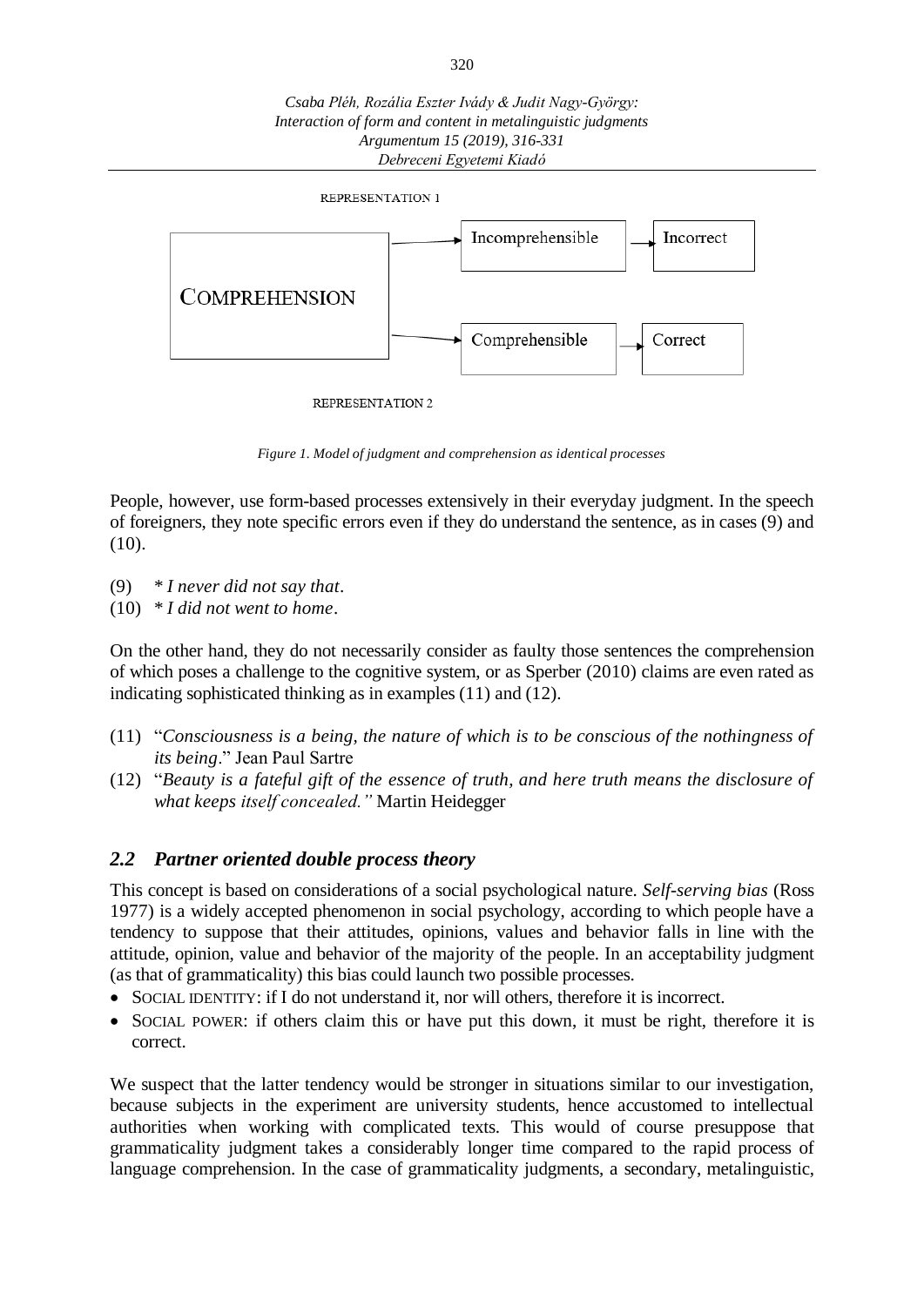REPRESENTATION 1

COMPREHENSION → Incomprehensible → Incorrect

COMPREHENSION → Comprehensible → Correct

REPRESENTATION 2

*Figure 1. Model of judgment and comprehension as identical processes*

People, however, use form-based processes extensively in their everyday judgment. In the speech of foreigners, they note specific errors even if they do understand the sentence, as in cases (9) and (10).

(9) * *I never did not say that*.
(10) * *I did not went to home*.

On the other hand, they do not necessarily consider as faulty those sentences the comprehension of which poses a challenge to the cognitive system, or as Sperber (2010) claims are even rated as indicating sophisticated thinking as in examples (11) and (12).

(11) "*Consciousness is a being, the nature of which is to be conscious of the nothingness of its being*." Jean Paul Sartre
(12) "*Beauty is a fateful gift of the essence of truth, and here truth means the disclosure of what keeps itself concealed."* Martin Heidegger

## *2.2 Partner oriented double process theory*

This concept is based on considerations of a social psychological nature. *Self-serving bias* (Ross 1977) is a widely accepted phenomenon in social psychology, according to which people have a tendency to suppose that their attitudes, opinions, values and behavior falls in line with the attitude, opinion, value and behavior of the majority of the people. In an acceptability judgment (as that of grammaticality) this bias could launch two possible processes.

- SOCIAL IDENTITY: if I do not understand it, nor will others, therefore it is incorrect.
- SOCIAL POWER: if others claim this or have put this down, it must be right, therefore it is correct.

We suspect that the latter tendency would be stronger in situations similar to our investigation, because subjects in the experiment are university students, hence accustomed to intellectual authorities when working with complicated texts. This would of course presuppose that grammaticality judgment takes a considerably longer time compared to the rapid process of language comprehension. In the case of grammaticality judgments, a secondary, metalinguistic,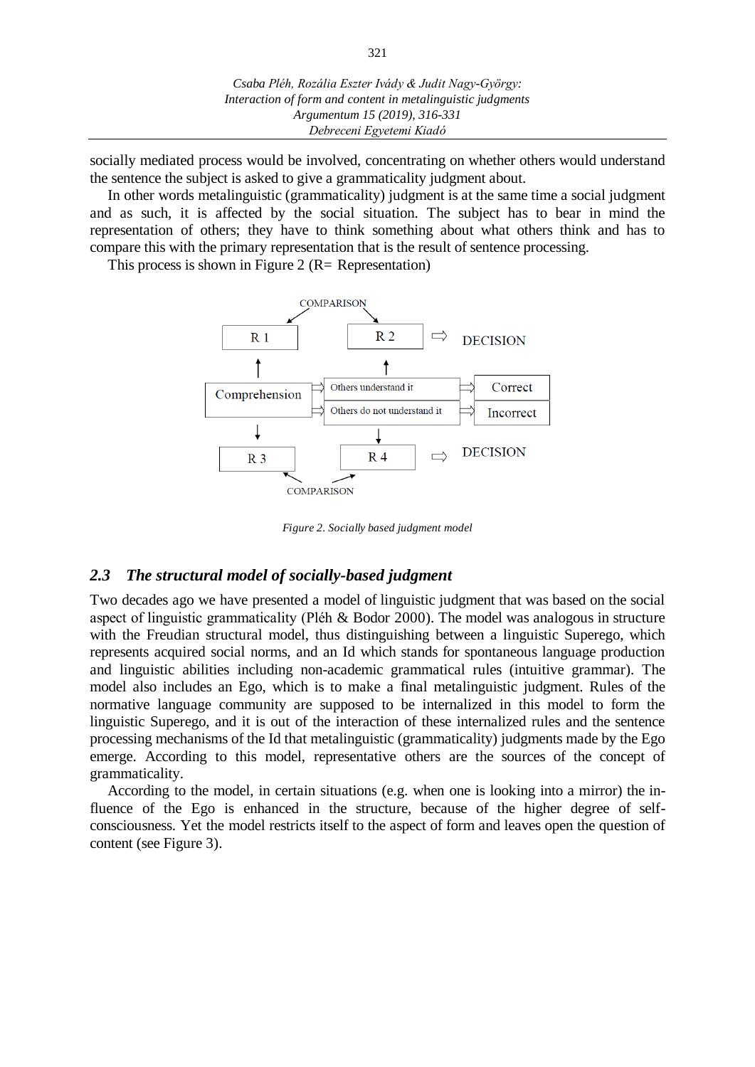socially mediated process would be involved, concentrating on whether others would understand the sentence the subject is asked to give a grammaticality judgment about.

In other words metalinguistic (grammaticality) judgment is at the same time a social judgment and as such, it is affected by the social situation. The subject has to bear in mind the representation of others; they have to think something about what others think and has to compare this with the primary representation that is the result of sentence processing.

This process is shown in Figure 2 (R= Representation)

COMPARISON

R 1 — R 2 ⇨ DECISION

Comprehension ⇨ Others understand it ⇨ Correct

Comprehension ⇨ Others do not understand it ⇨ Incorrect

R 3 — R 4 ⇨ DECISION

COMPARISON

*Figure 2. Socially based judgment model*

## 2.3 *The structural model of socially-based judgment*

Two decades ago we have presented a model of linguistic judgment that was based on the social aspect of linguistic grammaticality (Pléh & Bodor 2000). The model was analogous in structure with the Freudian structural model, thus distinguishing between a linguistic Superego, which represents acquired social norms, and an Id which stands for spontaneous language production and linguistic abilities including non-academic grammatical rules (intuitive grammar). The model also includes an Ego, which is to make a final metalinguistic judgment. Rules of the normative language community are supposed to be internalized in this model to form the linguistic Superego, and it is out of the interaction of these internalized rules and the sentence processing mechanisms of the Id that metalinguistic (grammaticality) judgments made by the Ego emerge. According to this model, representative others are the sources of the concept of grammaticality.

According to the model, in certain situations (e.g. when one is looking into a mirror) the influence of the Ego is enhanced in the structure, because of the higher degree of self-consciousness. Yet the model restricts itself to the aspect of form and leaves open the question of content (see Figure 3).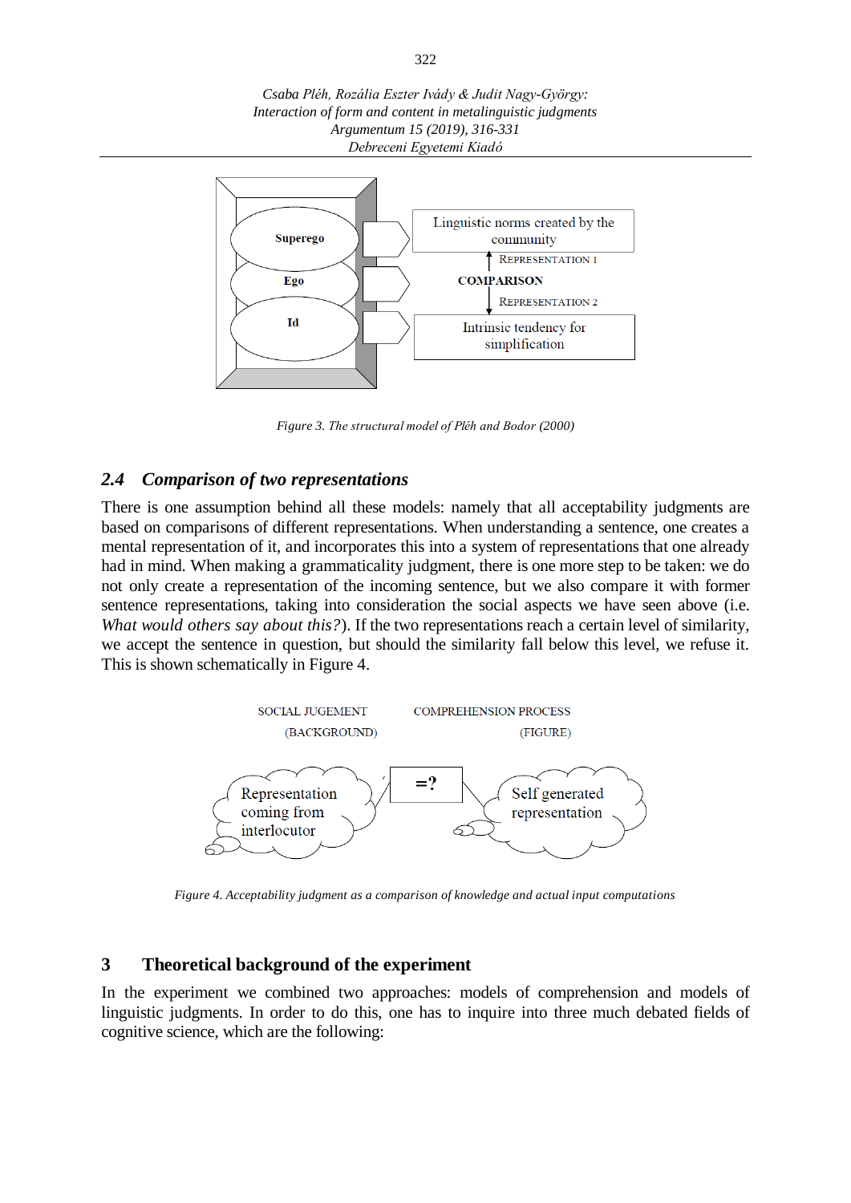Figure 3. The structural model of Pléh and Bodor (2000)

## 2.4 *Comparison of two representations*

There is one assumption behind all these models: namely that all acceptability judgments are based on comparisons of different representations. When understanding a sentence, one creates a mental representation of it, and incorporates this into a system of representations that one already had in mind. When making a grammaticality judgment, there is one more step to be taken: we do not only create a representation of the incoming sentence, but we also compare it with former sentence representations, taking into consideration the social aspects we have seen above (i.e. *What would others say about this?*). If the two representations reach a certain level of similarity, we accept the sentence in question, but should the similarity fall below this level, we refuse it. This is shown schematically in Figure 4.

Figure 4. Acceptability judgment as a comparison of knowledge and actual input computations

# 3 Theoretical background of the experiment

In the experiment we combined two approaches: models of comprehension and models of linguistic judgments. In order to do this, one has to inquire into three much debated fields of cognitive science, which are the following: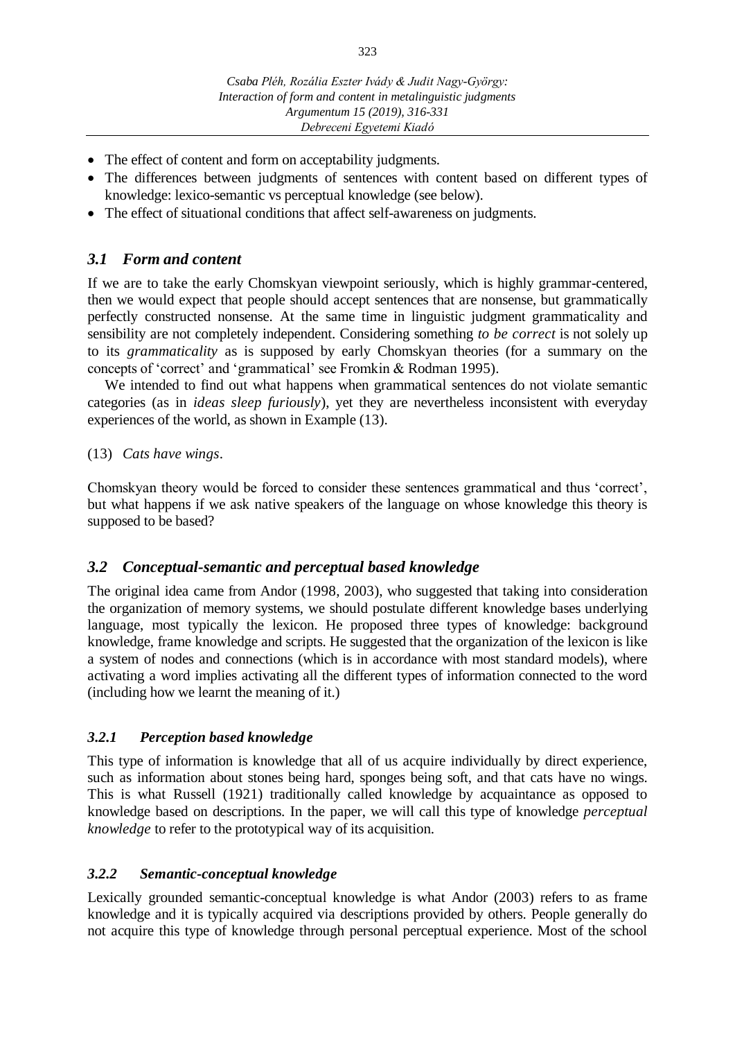- The effect of content and form on acceptability judgments.
- The differences between judgments of sentences with content based on different types of knowledge: lexico-semantic vs perceptual knowledge (see below).
- The effect of situational conditions that affect self-awareness on judgments.

### *3.1 Form and content*

If we are to take the early Chomskyan viewpoint seriously, which is highly grammar-centered, then we would expect that people should accept sentences that are nonsense, but grammatically perfectly constructed nonsense. At the same time in linguistic judgment grammaticality and sensibility are not completely independent. Considering something *to be correct* is not solely up to its *grammaticality* as is supposed by early Chomskyan theories (for a summary on the concepts of 'correct' and 'grammatical' see Fromkin & Rodman 1995).

We intended to find out what happens when grammatical sentences do not violate semantic categories (as in *ideas sleep furiously*), yet they are nevertheless inconsistent with everyday experiences of the world, as shown in Example (13).

(13) *Cats have wings*.

Chomskyan theory would be forced to consider these sentences grammatical and thus 'correct', but what happens if we ask native speakers of the language on whose knowledge this theory is supposed to be based?

### *3.2 Conceptual-semantic and perceptual based knowledge*

The original idea came from Andor (1998, 2003), who suggested that taking into consideration the organization of memory systems, we should postulate different knowledge bases underlying language, most typically the lexicon. He proposed three types of knowledge: background knowledge, frame knowledge and scripts. He suggested that the organization of the lexicon is like a system of nodes and connections (which is in accordance with most standard models), where activating a word implies activating all the different types of information connected to the word (including how we learnt the meaning of it.)

#### *3.2.1 Perception based knowledge*

This type of information is knowledge that all of us acquire individually by direct experience, such as information about stones being hard, sponges being soft, and that cats have no wings. This is what Russell (1921) traditionally called knowledge by acquaintance as opposed to knowledge based on descriptions. In the paper, we will call this type of knowledge *perceptual knowledge* to refer to the prototypical way of its acquisition.

#### *3.2.2 Semantic-conceptual knowledge*

Lexically grounded semantic-conceptual knowledge is what Andor (2003) refers to as frame knowledge and it is typically acquired via descriptions provided by others. People generally do not acquire this type of knowledge through personal perceptual experience. Most of the school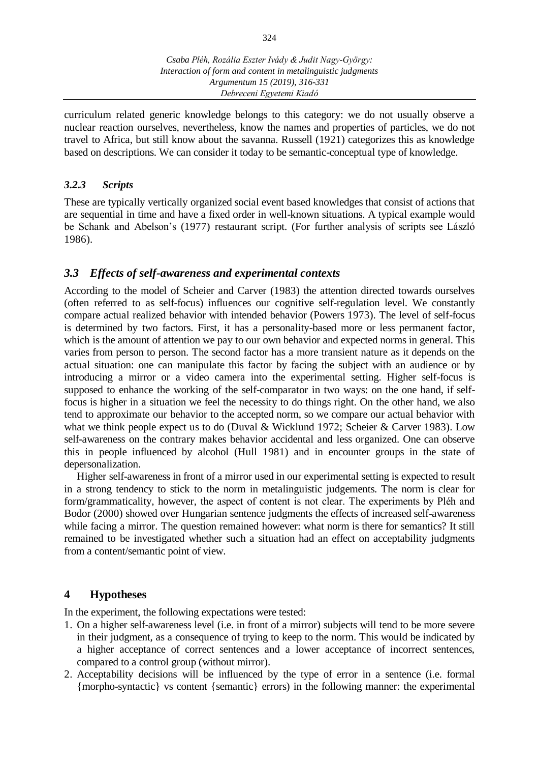curriculum related generic knowledge belongs to this category: we do not usually observe a nuclear reaction ourselves, nevertheless, know the names and properties of particles, we do not travel to Africa, but still know about the savanna. Russell (1921) categorizes this as knowledge based on descriptions. We can consider it today to be semantic-conceptual type of knowledge.

### *3.2.3 Scripts*

These are typically vertically organized social event based knowledges that consist of actions that are sequential in time and have a fixed order in well-known situations. A typical example would be Schank and Abelson's (1977) restaurant script. (For further analysis of scripts see László 1986).

## *3.3 Effects of self-awareness and experimental contexts*

According to the model of Scheier and Carver (1983) the attention directed towards ourselves (often referred to as self-focus) influences our cognitive self-regulation level. We constantly compare actual realized behavior with intended behavior (Powers 1973). The level of self-focus is determined by two factors. First, it has a personality-based more or less permanent factor, which is the amount of attention we pay to our own behavior and expected norms in general. This varies from person to person. The second factor has a more transient nature as it depends on the actual situation: one can manipulate this factor by facing the subject with an audience or by introducing a mirror or a video camera into the experimental setting. Higher self-focus is supposed to enhance the working of the self-comparator in two ways: on the one hand, if self-focus is higher in a situation we feel the necessity to do things right. On the other hand, we also tend to approximate our behavior to the accepted norm, so we compare our actual behavior with what we think people expect us to do (Duval & Wicklund 1972; Scheier & Carver 1983). Low self-awareness on the contrary makes behavior accidental and less organized. One can observe this in people influenced by alcohol (Hull 1981) and in encounter groups in the state of depersonalization.

Higher self-awareness in front of a mirror used in our experimental setting is expected to result in a strong tendency to stick to the norm in metalinguistic judgements. The norm is clear for form/grammaticality, however, the aspect of content is not clear. The experiments by Pléh and Bodor (2000) showed over Hungarian sentence judgments the effects of increased self-awareness while facing a mirror. The question remained however: what norm is there for semantics? It still remained to be investigated whether such a situation had an effect on acceptability judgments from a content/semantic point of view.

# 4 Hypotheses

In the experiment, the following expectations were tested:

1. On a higher self-awareness level (i.e. in front of a mirror) subjects will tend to be more severe in their judgment, as a consequence of trying to keep to the norm. This would be indicated by a higher acceptance of correct sentences and a lower acceptance of incorrect sentences, compared to a control group (without mirror).
2. Acceptability decisions will be influenced by the type of error in a sentence (i.e. formal {morpho-syntactic} vs content {semantic} errors) in the following manner: the experimental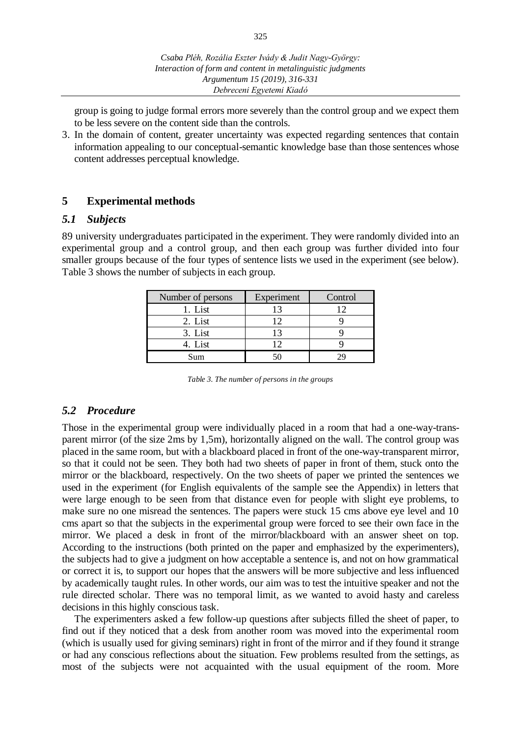group is going to judge formal errors more severely than the control group and we expect them to be less severe on the content side than the controls.

3. In the domain of content, greater uncertainty was expected regarding sentences that contain information appealing to our conceptual-semantic knowledge base than those sentences whose content addresses perceptual knowledge.

## 5 Experimental methods

### *5.1 Subjects*

89 university undergraduates participated in the experiment. They were randomly divided into an experimental group and a control group, and then each group was further divided into four smaller groups because of the four types of sentence lists we used in the experiment (see below). Table 3 shows the number of subjects in each group.

| Number of persons | Experiment | Control |
|---|---|---|
| 1. List | 13 | 12 |
| 2. List | 12 | 9 |
| 3. List | 13 | 9 |
| 4. List | 12 | 9 |
| Sum | 50 | 29 |

*Table 3. The number of persons in the groups*

### *5.2 Procedure*

Those in the experimental group were individually placed in a room that had a one-way-transparent mirror (of the size 2ms by 1,5m), horizontally aligned on the wall. The control group was placed in the same room, but with a blackboard placed in front of the one-way-transparent mirror, so that it could not be seen. They both had two sheets of paper in front of them, stuck onto the mirror or the blackboard, respectively. On the two sheets of paper we printed the sentences we used in the experiment (for English equivalents of the sample see the Appendix) in letters that were large enough to be seen from that distance even for people with slight eye problems, to make sure no one misread the sentences. The papers were stuck 15 cms above eye level and 10 cms apart so that the subjects in the experimental group were forced to see their own face in the mirror. We placed a desk in front of the mirror/blackboard with an answer sheet on top. According to the instructions (both printed on the paper and emphasized by the experimenters), the subjects had to give a judgment on how acceptable a sentence is, and not on how grammatical or correct it is, to support our hopes that the answers will be more subjective and less influenced by academically taught rules. In other words, our aim was to test the intuitive speaker and not the rule directed scholar. There was no temporal limit, as we wanted to avoid hasty and careless decisions in this highly conscious task.

The experimenters asked a few follow-up questions after subjects filled the sheet of paper, to find out if they noticed that a desk from another room was moved into the experimental room (which is usually used for giving seminars) right in front of the mirror and if they found it strange or had any conscious reflections about the situation. Few problems resulted from the settings, as most of the subjects were not acquainted with the usual equipment of the room. More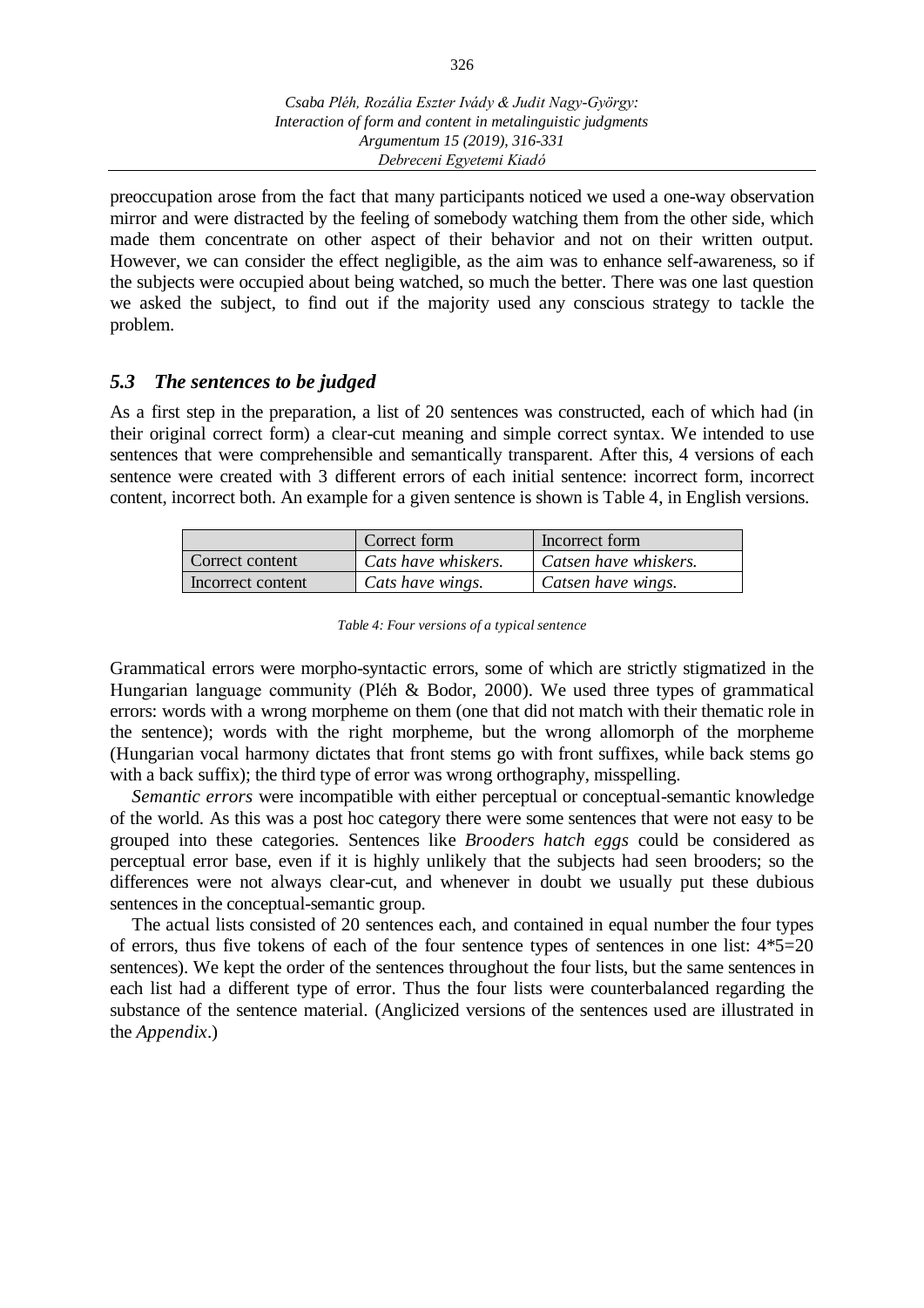preoccupation arose from the fact that many participants noticed we used a one-way observation mirror and were distracted by the feeling of somebody watching them from the other side, which made them concentrate on other aspect of their behavior and not on their written output. However, we can consider the effect negligible, as the aim was to enhance self-awareness, so if the subjects were occupied about being watched, so much the better. There was one last question we asked the subject, to find out if the majority used any conscious strategy to tackle the problem.

### *5.3 The sentences to be judged*

As a first step in the preparation, a list of 20 sentences was constructed, each of which had (in their original correct form) a clear-cut meaning and simple correct syntax. We intended to use sentences that were comprehensible and semantically transparent. After this, 4 versions of each sentence were created with 3 different errors of each initial sentence: incorrect form, incorrect content, incorrect both. An example for a given sentence is shown is Table 4, in English versions.

| | Correct form | Incorrect form |
|---|---|---|
| Correct content | *Cats have whiskers.* | *Catsen have whiskers.* |
| Incorrect content | *Cats have wings.* | *Catsen have wings.* |

*Table 4: Four versions of a typical sentence*

Grammatical errors were morpho-syntactic errors, some of which are strictly stigmatized in the Hungarian language community (Pléh & Bodor, 2000). We used three types of grammatical errors: words with a wrong morpheme on them (one that did not match with their thematic role in the sentence); words with the right morpheme, but the wrong allomorph of the morpheme (Hungarian vocal harmony dictates that front stems go with front suffixes, while back stems go with a back suffix); the third type of error was wrong orthography, misspelling.

*Semantic errors* were incompatible with either perceptual or conceptual-semantic knowledge of the world. As this was a post hoc category there were some sentences that were not easy to be grouped into these categories. Sentences like *Brooders hatch eggs* could be considered as perceptual error base, even if it is highly unlikely that the subjects had seen brooders; so the differences were not always clear-cut, and whenever in doubt we usually put these dubious sentences in the conceptual-semantic group.

The actual lists consisted of 20 sentences each, and contained in equal number the four types of errors, thus five tokens of each of the four sentence types of sentences in one list: 4*5=20 sentences). We kept the order of the sentences throughout the four lists, but the same sentences in each list had a different type of error. Thus the four lists were counterbalanced regarding the substance of the sentence material. (Anglicized versions of the sentences used are illustrated in the *Appendix*.)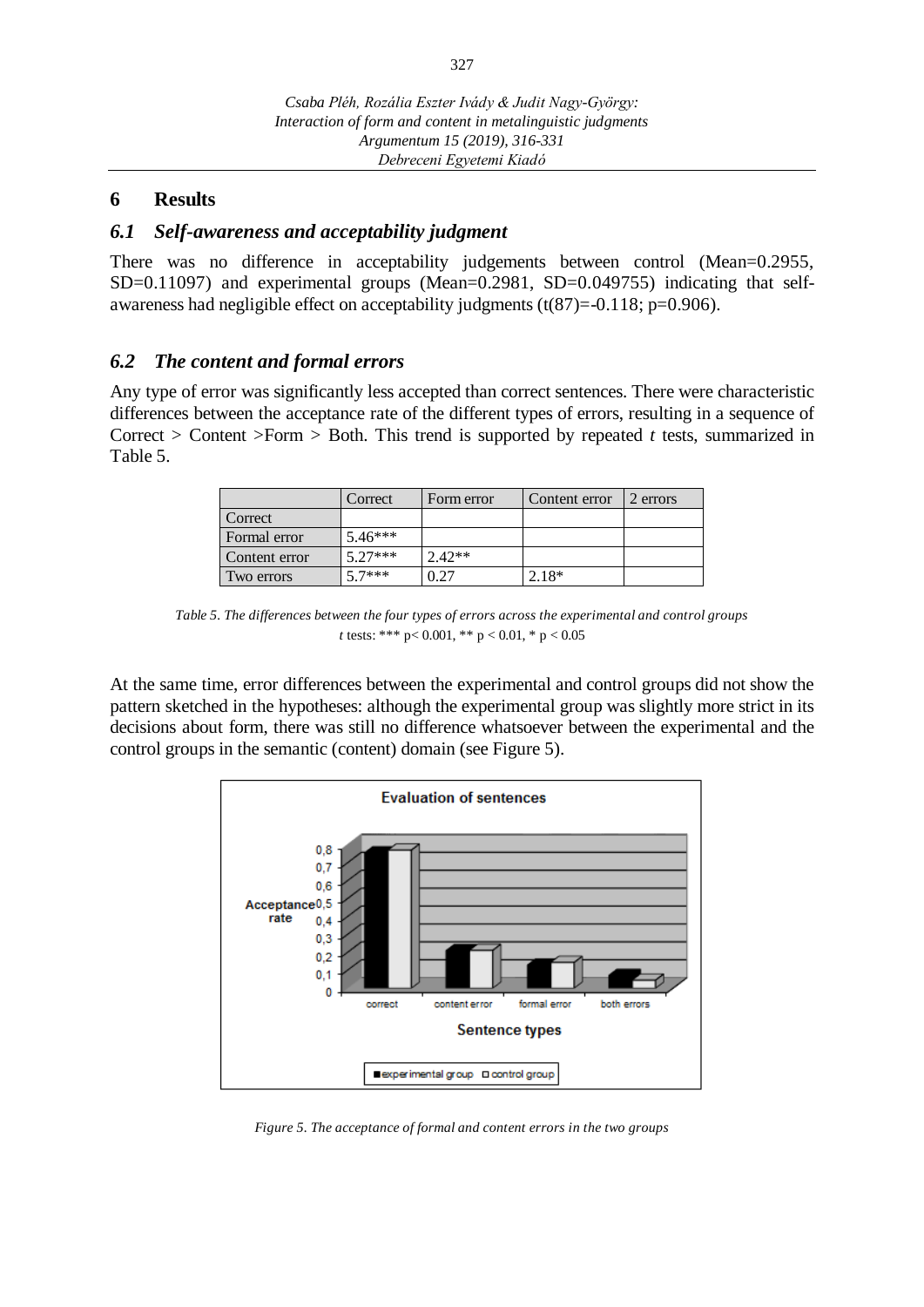## 6 Results

### 6.1 *Self-awareness and acceptability judgment*

There was no difference in acceptability judgements between control (Mean=0.2955, SD=0.11097) and experimental groups (Mean=0.2981, SD=0.049755) indicating that self-awareness had negligible effect on acceptability judgments ($t(87)=-0.118$; $p=0.906$).

### 6.2 *The content and formal errors*

Any type of error was significantly less accepted than correct sentences. There were characteristic differences between the acceptance rate of the different types of errors, resulting in a sequence of Correct > Content >Form > Both. This trend is supported by repeated *t* tests, summarized in Table 5.

| | Correct | Form error | Content error | 2 errors |
|---|---|---|---|---|
| Correct | | | | |
| Formal error | 5.46*** | | | |
| Content error | 5.27*** | 2.42** | | |
| Two errors | 5.7*** | 0.27 | 2.18* | |

*Table 5. The differences between the four types of errors across the experimental and control groups*
*t* tests: *** $p< 0.001$, ** $p < 0.01$, * $p < 0.05$

At the same time, error differences between the experimental and control groups did not show the pattern sketched in the hypotheses: although the experimental group was slightly more strict in its decisions about form, there was still no difference whatsoever between the experimental and the control groups in the semantic (content) domain (see Figure 5).

*Figure 5. The acceptance of formal and content errors in the two groups*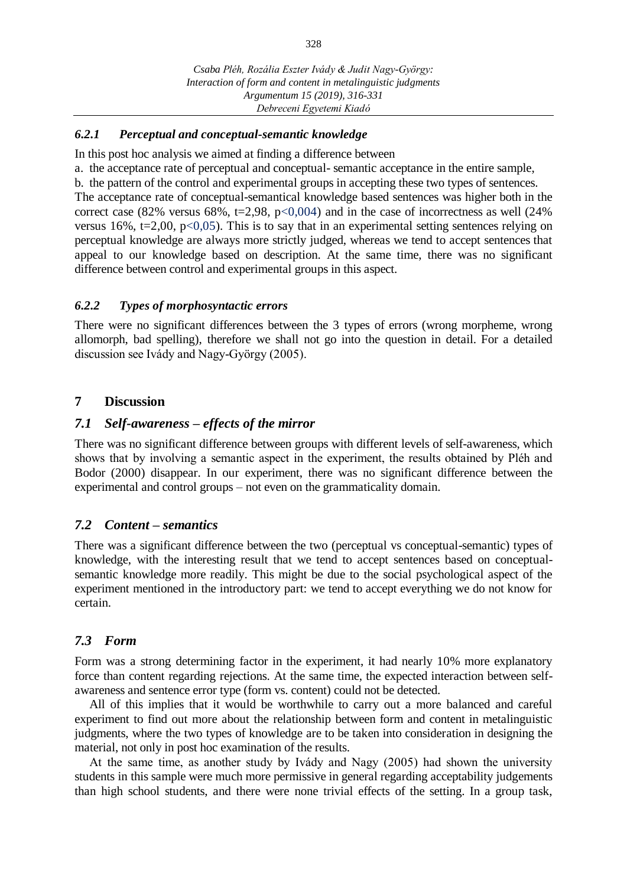### *6.2.1 Perceptual and conceptual-semantic knowledge*

In this post hoc analysis we aimed at finding a difference between

a. the acceptance rate of perceptual and conceptual- semantic acceptance in the entire sample,

b. the pattern of the control and experimental groups in accepting these two types of sentences.

The acceptance rate of conceptual-semantical knowledge based sentences was higher both in the correct case (82% versus 68%, $t=2{,}98$, $p<0{,}004$) and in the case of incorrectness as well (24% versus 16%, $t=2{,}00$, $p<0{,}05$). This is to say that in an experimental setting sentences relying on perceptual knowledge are always more strictly judged, whereas we tend to accept sentences that appeal to our knowledge based on description. At the same time, there was no significant difference between control and experimental groups in this aspect.

### *6.2.2 Types of morphosyntactic errors*

There were no significant differences between the 3 types of errors (wrong morpheme, wrong allomorph, bad spelling), therefore we shall not go into the question in detail. For a detailed discussion see Ivády and Nagy-György (2005).

## 7 Discussion

### *7.1 Self-awareness – effects of the mirror*

There was no significant difference between groups with different levels of self-awareness, which shows that by involving a semantic aspect in the experiment, the results obtained by Pléh and Bodor (2000) disappear. In our experiment, there was no significant difference between the experimental and control groups – not even on the grammaticality domain.

### *7.2 Content – semantics*

There was a significant difference between the two (perceptual vs conceptual-semantic) types of knowledge, with the interesting result that we tend to accept sentences based on conceptual-semantic knowledge more readily. This might be due to the social psychological aspect of the experiment mentioned in the introductory part: we tend to accept everything we do not know for certain.

### *7.3 Form*

Form was a strong determining factor in the experiment, it had nearly 10% more explanatory force than content regarding rejections. At the same time, the expected interaction between self-awareness and sentence error type (form vs. content) could not be detected.

All of this implies that it would be worthwhile to carry out a more balanced and careful experiment to find out more about the relationship between form and content in metalinguistic judgments, where the two types of knowledge are to be taken into consideration in designing the material, not only in post hoc examination of the results.

At the same time, as another study by Ivády and Nagy (2005) had shown the university students in this sample were much more permissive in general regarding acceptability judgements than high school students, and there were none trivial effects of the setting. In a group task,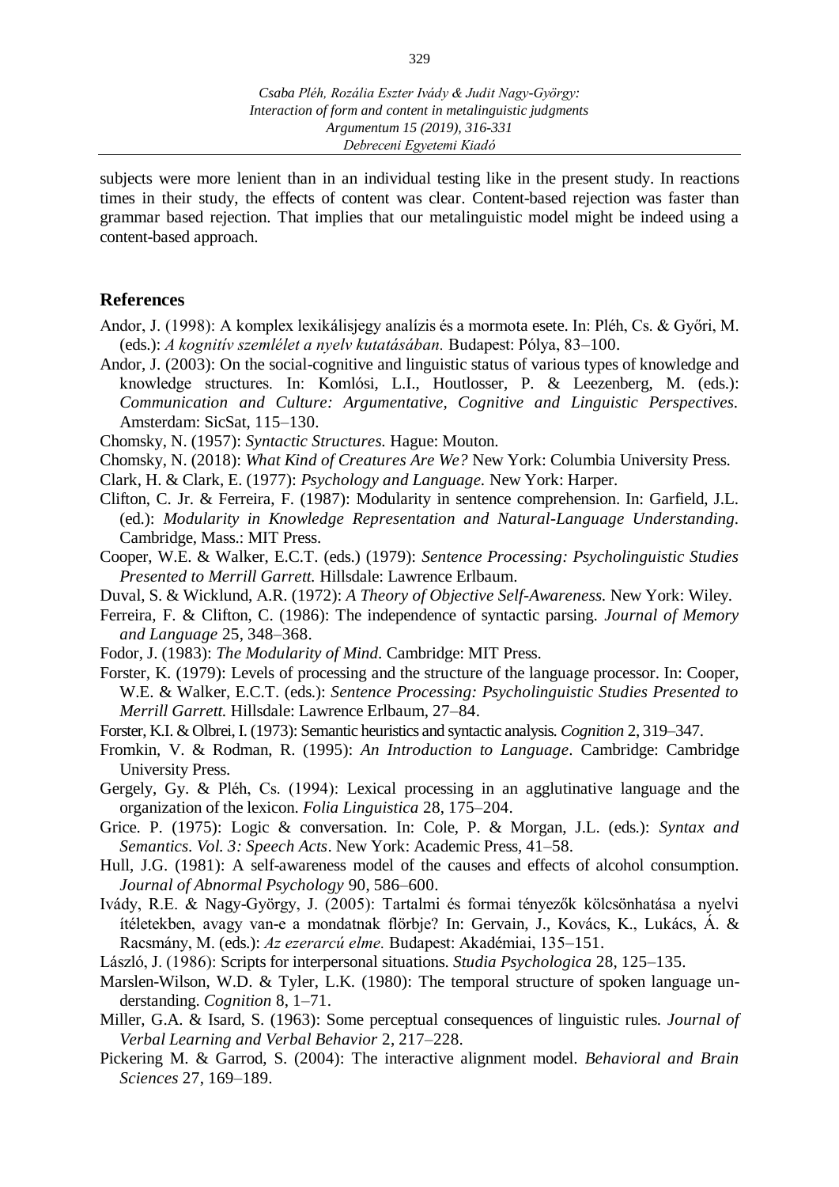subjects were more lenient than in an individual testing like in the present study. In reactions times in their study, the effects of content was clear. Content-based rejection was faster than grammar based rejection. That implies that our metalinguistic model might be indeed using a content-based approach.

## References

Andor, J. (1998): A komplex lexikálisjegy analízis és a mormota esete. In: Pléh, Cs. & Győri, M. (eds.): *A kognitív szemlélet a nyelv kutatásában.* Budapest: Pólya, 83–100.

Andor, J. (2003): On the social-cognitive and linguistic status of various types of knowledge and knowledge structures. In: Komlósi, L.I., Houtlosser, P. & Leezenberg, M. (eds.): *Communication and Culture: Argumentative, Cognitive and Linguistic Perspectives.* Amsterdam: SicSat, 115–130.

Chomsky, N. (1957): *Syntactic Structures.* Hague: Mouton.

Chomsky, N. (2018): *What Kind of Creatures Are We?* New York: Columbia University Press.

Clark, H. & Clark, E. (1977): *Psychology and Language.* New York: Harper.

Clifton, C. Jr. & Ferreira, F. (1987): Modularity in sentence comprehension. In: Garfield, J.L. (ed.): *Modularity in Knowledge Representation and Natural-Language Understanding.* Cambridge, Mass.: MIT Press.

Cooper, W.E. & Walker, E.C.T. (eds.) (1979): *Sentence Processing: Psycholinguistic Studies Presented to Merrill Garrett.* Hillsdale: Lawrence Erlbaum.

Duval, S. & Wicklund, A.R. (1972): *A Theory of Objective Self-Awareness.* New York: Wiley.

Ferreira, F. & Clifton, C. (1986): The independence of syntactic parsing. *Journal of Memory and Language* 25, 348–368.

Fodor, J. (1983): *The Modularity of Mind.* Cambridge: MIT Press.

Forster, K. (1979): Levels of processing and the structure of the language processor. In: Cooper, W.E. & Walker, E.C.T. (eds.): *Sentence Processing: Psycholinguistic Studies Presented to Merrill Garrett.* Hillsdale: Lawrence Erlbaum, 27–84.

Forster, K.I. & Olbrei, I. (1973): Semantic heuristics and syntactic analysis. *Cognition* 2, 319–347.

Fromkin, V. & Rodman, R. (1995): *An Introduction to Language*. Cambridge: Cambridge University Press.

Gergely, Gy. & Pléh, Cs. (1994): Lexical processing in an agglutinative language and the organization of the lexicon. *Folia Linguistica* 28, 175–204.

Grice. P. (1975): Logic & conversation. In: Cole, P. & Morgan, J.L. (eds.): *Syntax and Semantics. Vol. 3: Speech Acts*. New York: Academic Press, 41–58.

Hull, J.G. (1981): A self-awareness model of the causes and effects of alcohol consumption. *Journal of Abnormal Psychology* 90, 586–600.

Ivády, R.E. & Nagy-György, J. (2005): Tartalmi és formai tényezők kölcsönhatása a nyelvi ítéletekben, avagy van-e a mondatnak flörbje? In: Gervain, J., Kovács, K., Lukács, Á. & Racsmány, M. (eds.): *Az ezerarcú elme.* Budapest: Akadémiai, 135–151.

László, J. (1986): Scripts for interpersonal situations. *Studia Psychologica* 28, 125–135.

Marslen-Wilson, W.D. & Tyler, L.K. (1980): The temporal structure of spoken language understanding. *Cognition* 8, 1–71.

Miller, G.A. & Isard, S. (1963): Some perceptual consequences of linguistic rules. *Journal of Verbal Learning and Verbal Behavior* 2, 217–228.

Pickering M. & Garrod, S. (2004): The interactive alignment model. *Behavioral and Brain Sciences* 27, 169–189.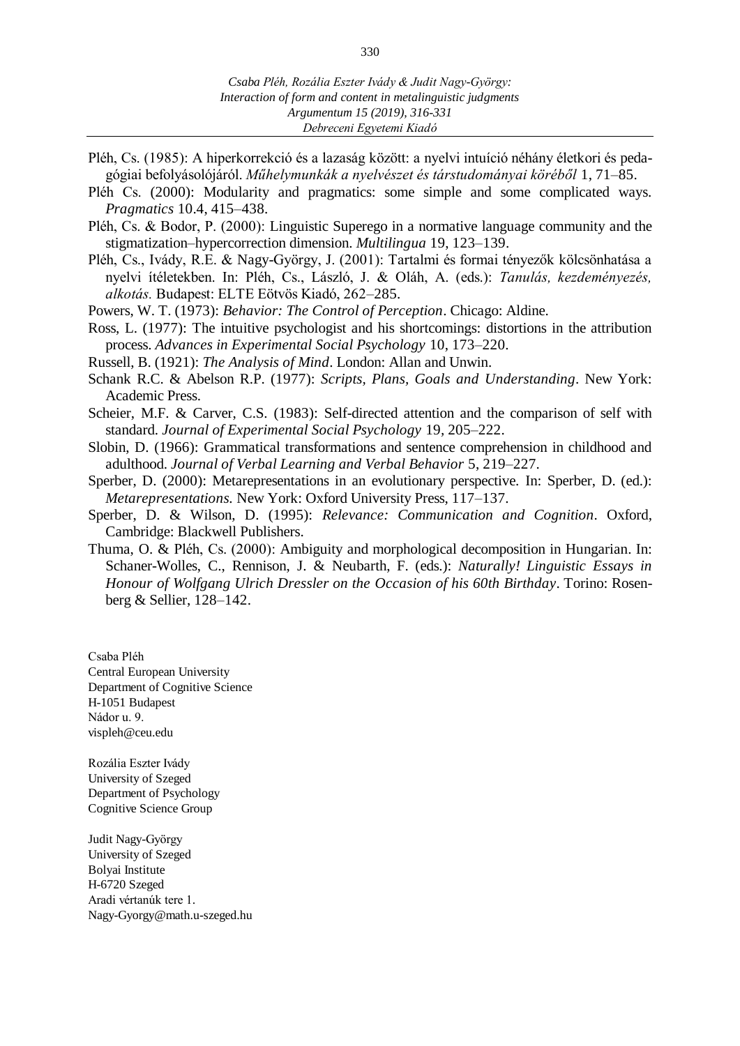Pléh, Cs. (1985): A hiperkorrekció és a lazaság között: a nyelvi intuíció néhány életkori és pedagógiai befolyásolójáról. *Műhelymunkák a nyelvészet és társtudományai köréből* 1, 71–85.

Pléh Cs. (2000): Modularity and pragmatics: some simple and some complicated ways. *Pragmatics* 10.4, 415–438.

Pléh, Cs. & Bodor, P. (2000): Linguistic Superego in a normative language community and the stigmatization–hypercorrection dimension. *Multilingua* 19, 123–139.

Pléh, Cs., Ivády, R.E. & Nagy-György, J. (2001): Tartalmi és formai tényezők kölcsönhatása a nyelvi ítéletekben. In: Pléh, Cs., László, J. & Oláh, A. (eds.): *Tanulás, kezdeményezés, alkotás.* Budapest: ELTE Eötvös Kiadó, 262–285.

Powers, W. T. (1973): *Behavior: The Control of Perception*. Chicago: Aldine.

Ross, L. (1977): The intuitive psychologist and his shortcomings: distortions in the attribution process. *Advances in Experimental Social Psychology* 10, 173–220.

Russell, B. (1921): *The Analysis of Mind*. London: Allan and Unwin.

Schank R.C. & Abelson R.P. (1977): *Scripts, Plans, Goals and Understanding*. New York: Academic Press.

Scheier, M.F. & Carver, C.S. (1983): Self-directed attention and the comparison of self with standard. *Journal of Experimental Social Psychology* 19, 205–222.

Slobin, D. (1966): Grammatical transformations and sentence comprehension in childhood and adulthood. *Journal of Verbal Learning and Verbal Behavior* 5, 219–227.

Sperber, D. (2000): Metarepresentations in an evolutionary perspective. In: Sperber, D. (ed.): *Metarepresentations.* New York: Oxford University Press, 117–137.

Sperber, D. & Wilson, D. (1995): *Relevance: Communication and Cognition*. Oxford, Cambridge: Blackwell Publishers.

Thuma, O. & Pléh, Cs. (2000): Ambiguity and morphological decomposition in Hungarian. In: Schaner-Wolles, C., Rennison, J. & Neubarth, F. (eds.): *Naturally! Linguistic Essays in Honour of Wolfgang Ulrich Dressler on the Occasion of his 60th Birthday*. Torino: Rosenberg & Sellier, 128–142.

Csaba Pléh
Central European University
Department of Cognitive Science
H-1051 Budapest
Nádor u. 9.
vispleh@ceu.edu

Rozália Eszter Ivády
University of Szeged
Department of Psychology
Cognitive Science Group

Judit Nagy-György
University of Szeged
Bolyai Institute
H-6720 Szeged
Aradi vértanúk tere 1.
Nagy-Gyorgy@math.u-szeged.hu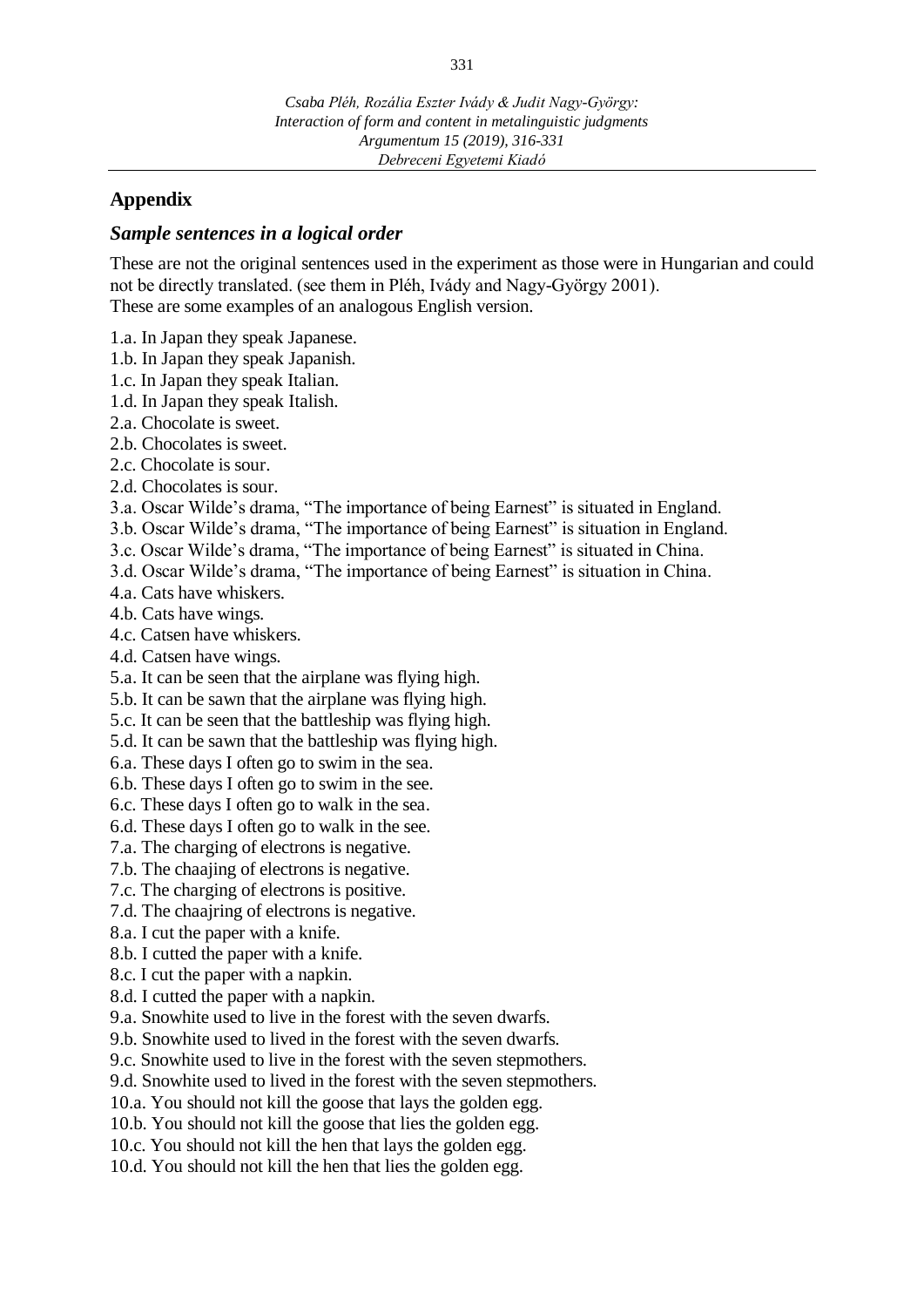## Appendix

### *Sample sentences in a logical order*

These are not the original sentences used in the experiment as those were in Hungarian and could not be directly translated. (see them in Pléh, Ivády and Nagy-György 2001).
These are some examples of an analogous English version.

1.a. In Japan they speak Japanese.
1.b. In Japan they speak Japanish.
1.c. In Japan they speak Italian.
1.d. In Japan they speak Italish.
2.a. Chocolate is sweet.
2.b. Chocolates is sweet.
2.c. Chocolate is sour.
2.d. Chocolates is sour.
3.a. Oscar Wilde's drama, "The importance of being Earnest" is situated in England.
3.b. Oscar Wilde's drama, "The importance of being Earnest" is situation in England.
3.c. Oscar Wilde's drama, "The importance of being Earnest" is situated in China.
3.d. Oscar Wilde's drama, "The importance of being Earnest" is situation in China.
4.a. Cats have whiskers.
4.b. Cats have wings.
4.c. Catsen have whiskers.
4.d. Catsen have wings.
5.a. It can be seen that the airplane was flying high.
5.b. It can be sawn that the airplane was flying high.
5.c. It can be seen that the battleship was flying high.
5.d. It can be sawn that the battleship was flying high.
6.a. These days I often go to swim in the sea.
6.b. These days I often go to swim in the see.
6.c. These days I often go to walk in the sea.
6.d. These days I often go to walk in the see.
7.a. The charging of electrons is negative.
7.b. The chaajing of electrons is negative.
7.c. The charging of electrons is positive.
7.d. The chaajring of electrons is negative.
8.a. I cut the paper with a knife.
8.b. I cutted the paper with a knife.
8.c. I cut the paper with a napkin.
8.d. I cutted the paper with a napkin.
9.a. Snowhite used to live in the forest with the seven dwarfs.
9.b. Snowhite used to lived in the forest with the seven dwarfs.
9.c. Snowhite used to live in the forest with the seven stepmothers.
9.d. Snowhite used to lived in the forest with the seven stepmothers.
10.a. You should not kill the goose that lays the golden egg.
10.b. You should not kill the goose that lies the golden egg.
10.c. You should not kill the hen that lays the golden egg.
10.d. You should not kill the hen that lies the golden egg.